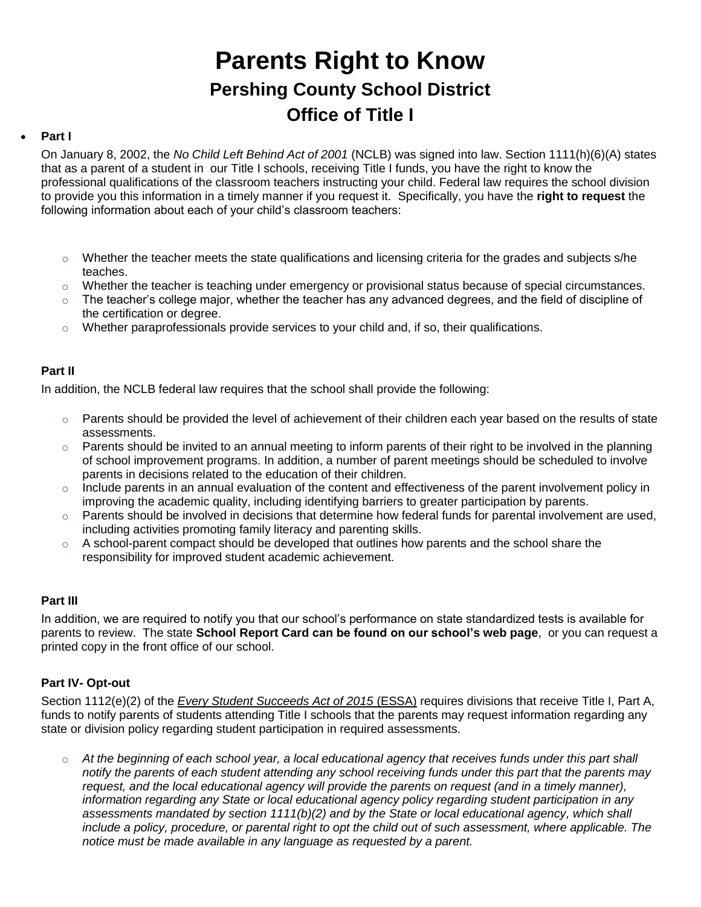# Parents Right to Know

## Persing County School District

## Office of Title I

- **Part I**

On January 8, 2002, the *No Child Left Behind Act of 2001* (NCLB) was signed into law. Section 1111(h)(6)(A) states that as a parent of a student in our Title I schools, receiving Title I funds, you have the right to know the professional qualifications of the classroom teachers instructing your child. Federal law requires the school division to provide you this information in a timely manner if you request it. Specifically, you have the **right to request** the following information about each of your child's classroom teachers:

- Whether the teacher meets the state qualifications and licensing criteria for the grades and subjects s/he teaches.
- Whether the teacher is teaching under emergency or provisional status because of special circumstances.
- The teacher's college major, whether the teacher has any advanced degrees, and the field of discipline of the certification or degree.
- Whether paraprofessionals provide services to your child and, if so, their qualifications.

**Part II**

In addition, the NCLB federal law requires that the school shall provide the following:

- Parents should be provided the level of achievement of their children each year based on the results of state assessments.
- Parents should be invited to an annual meeting to inform parents of their right to be involved in the planning of school improvement programs. In addition, a number of parent meetings should be scheduled to involve parents in decisions related to the education of their children.
- Include parents in an annual evaluation of the content and effectiveness of the parent involvement policy in improving the academic quality, including identifying barriers to greater participation by parents.
- Parents should be involved in decisions that determine how federal funds for parental involvement are used, including activities promoting family literacy and parenting skills.
- A school-parent compact should be developed that outlines how parents and the school share the responsibility for improved student academic achievement.

**Part III**

In addition, we are required to notify you that our school's performance on state standardized tests is available for parents to review. The state **School Report Card can be found on our school's web page**, or you can request a printed copy in the front office of our school.

**Part IV- Opt-out**

Section 1112(e)(2) of the *Every Student Succeeds Act of 2015* (ESSA) requires divisions that receive Title I, Part A, funds to notify parents of students attending Title I schools that the parents may request information regarding any state or division policy regarding student participation in required assessments.

- *At the beginning of each school year, a local educational agency that receives funds under this part shall notify the parents of each student attending any school receiving funds under this part that the parents may request, and the local educational agency will provide the parents on request (and in a timely manner), information regarding any State or local educational agency policy regarding student participation in any assessments mandated by section 1111(b)(2) and by the State or local educational agency, which shall include a policy, procedure, or parental right to opt the child out of such assessment, where applicable. The notice must be made available in any language as requested by a parent.*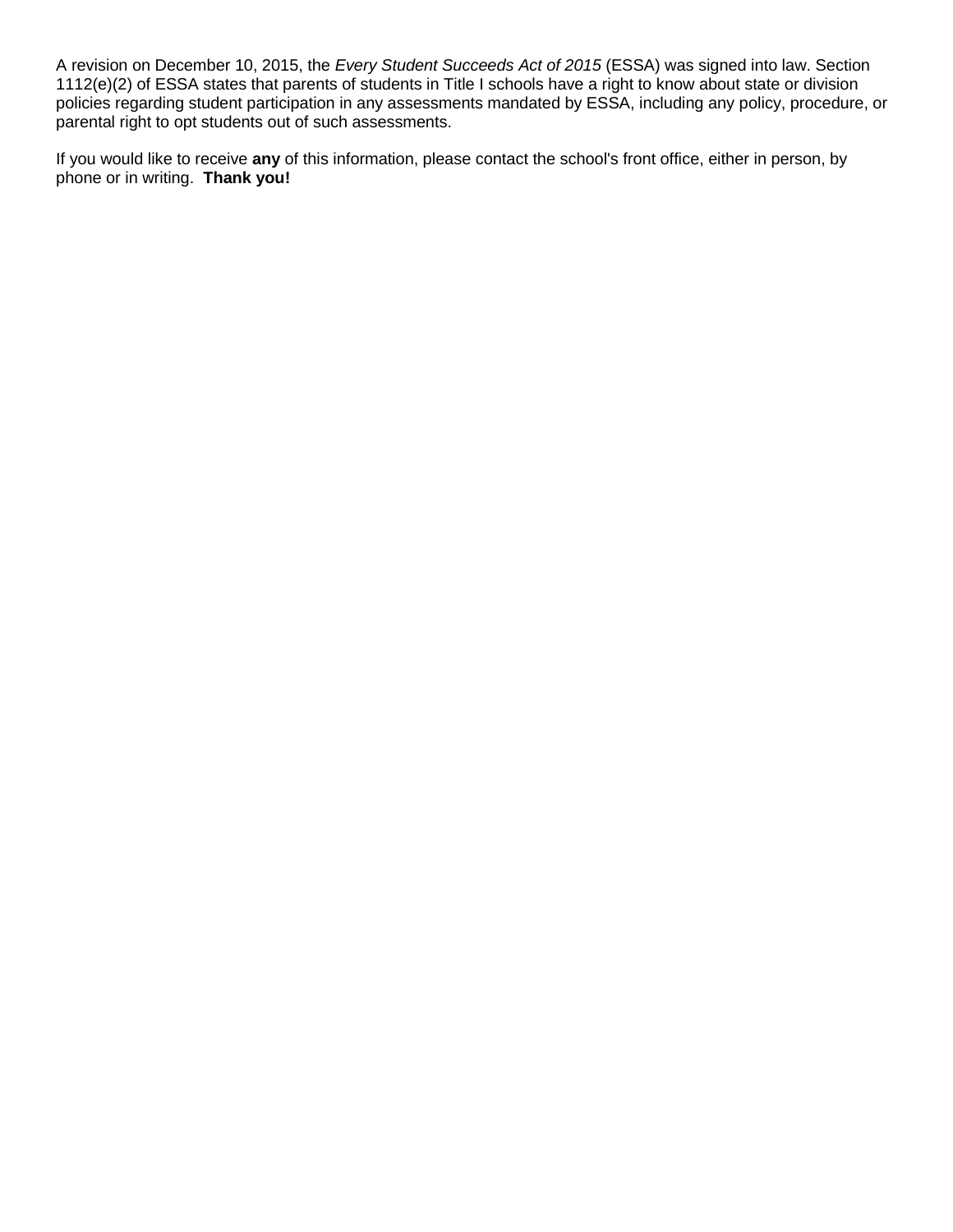A revision on December 10, 2015, the *Every Student Succeeds Act of 2015* (ESSA) was signed into law. Section 1112(e)(2) of ESSA states that parents of students in Title I schools have a right to know about state or division policies regarding student participation in any assessments mandated by ESSA, including any policy, procedure, or parental right to opt students out of such assessments.

If you would like to receive **any** of this information, please contact the school's front office, either in person, by phone or in writing. **Thank you!**